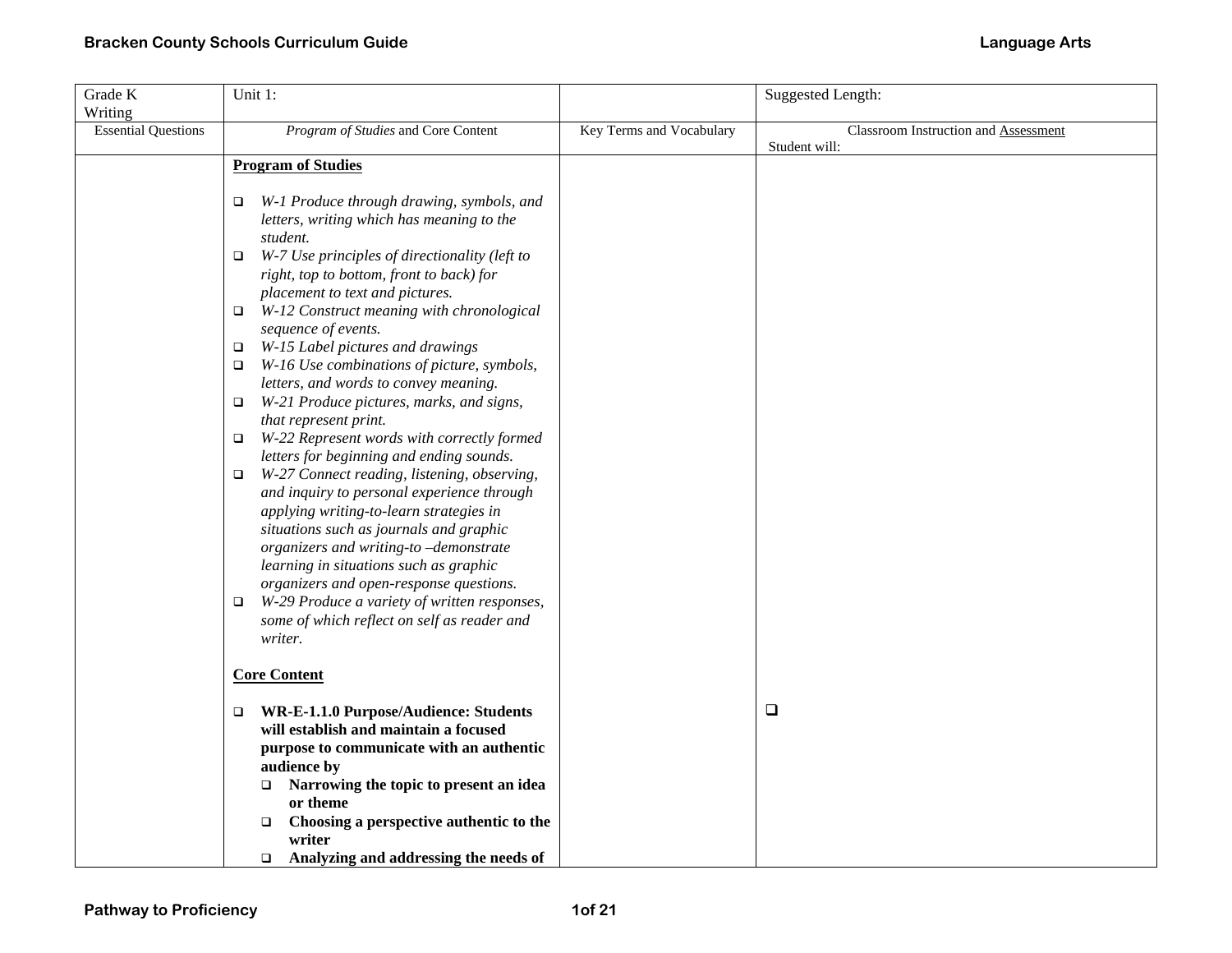| Grade K<br>Writing | Unit 1: | | Suggested Length: |
|---|---|---|---|
| Essential Questions | *Program of Studies* and Core Content | Key Terms and Vocabulary | Classroom Instruction and Assessment<br>Student will: |
| | **Program of Studies**<br><br>❑ *W-1 Produce through drawing, symbols, and letters, writing which has meaning to the student.*<br>❑ *W-7 Use principles of directionality (left to right, top to bottom, front to back) for placement to text and pictures.*<br>❑ *W-12 Construct meaning with chronological sequence of events.*<br>❑ *W-15 Label pictures and drawings*<br>❑ *W-16 Use combinations of picture, symbols, letters, and words to convey meaning.*<br>❑ *W-21 Produce pictures, marks, and signs, that represent print.*<br>❑ *W-22 Represent words with correctly formed letters for beginning and ending sounds.*<br>❑ *W-27 Connect reading, listening, observing, and inquiry to personal experience through applying writing-to-learn strategies in situations such as journals and graphic organizers and writing-to –demonstrate learning in situations such as graphic organizers and open-response questions.*<br>❑ *W-29 Produce a variety of written responses, some of which reflect on self as reader and writer.*<br><br>**Core Content**<br><br>❑ **WR-E-1.1.0 Purpose/Audience: Students will establish and maintain a focused purpose to communicate with an authentic audience by**<br>❑ **Narrowing the topic to present an idea or theme**<br>❑ **Choosing a perspective authentic to the writer**<br>❑ **Analyzing and addressing the needs of** | | ❑ |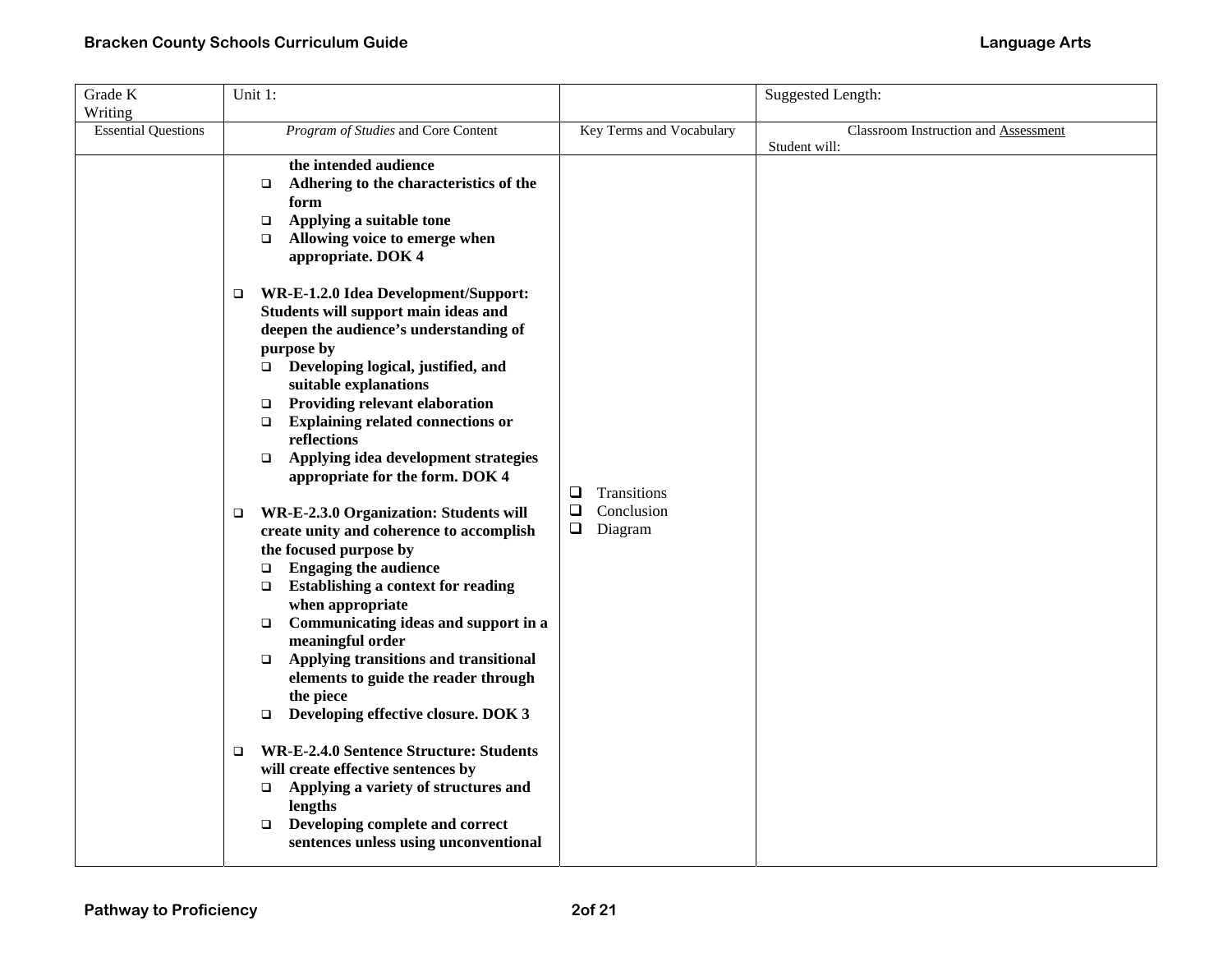| Grade K Writing | Unit 1: | | Suggested Length: |
|---|---|---|---|
| Essential Questions | *Program of Studies* and Core Content | Key Terms and Vocabulary | Classroom Instruction and Assessment<br>Student will: |
| | **the intended audience**<br>❑ **Adhering to the characteristics of the form**<br>❑ **Applying a suitable tone**<br>❑ **Allowing voice to emerge when appropriate. DOK 4**<br><br>❑ **WR-E-1.2.0 Idea Development/Support: Students will support main ideas and deepen the audience's understanding of purpose by**<br>❑ **Developing logical, justified, and suitable explanations**<br>❑ **Providing relevant elaboration**<br>❑ **Explaining related connections or reflections**<br>❑ **Applying idea development strategies appropriate for the form. DOK 4**<br><br>❑ **WR-E-2.3.0 Organization: Students will create unity and coherence to accomplish the focused purpose by**<br>❑ **Engaging the audience**<br>❑ **Establishing a context for reading when appropriate**<br>❑ **Communicating ideas and support in a meaningful order**<br>❑ **Applying transitions and transitional elements to guide the reader through the piece**<br>❑ **Developing effective closure. DOK 3**<br><br>❑ **WR-E-2.4.0 Sentence Structure: Students will create effective sentences by**<br>❑ **Applying a variety of structures and lengths**<br>❑ **Developing complete and correct sentences unless using unconventional** | ❑ Transitions<br>❑ Conclusion<br>❑ Diagram | |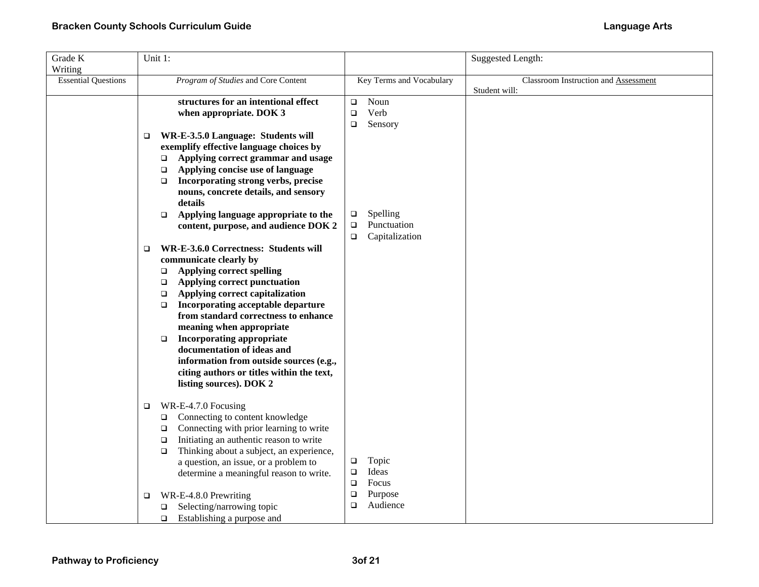| Grade K Writing | Unit 1: | | Suggested Length: |
|---|---|---|---|
| Essential Questions | *Program of Studies* and Core Content | Key Terms and Vocabulary | Classroom Instruction and Assessment<br>Student will: |
| | **structures for an intentional effect when appropriate. DOK 3**<br><br>❑ **WR-E-3.5.0 Language: Students will exemplify effective language choices by**<br>❑ **Applying correct grammar and usage**<br>❑ **Applying concise use of language**<br>❑ **Incorporating strong verbs, precise nouns, concrete details, and sensory details**<br>❑ **Applying language appropriate to the content, purpose, and audience DOK 2**<br><br>❑ **WR-E-3.6.0 Correctness: Students will communicate clearly by**<br>❑ **Applying correct spelling**<br>❑ **Applying correct punctuation**<br>❑ **Applying correct capitalization**<br>❑ **Incorporating acceptable departure from standard correctness to enhance meaning when appropriate**<br>❑ **Incorporating appropriate documentation of ideas and information from outside sources (e.g., citing authors or titles within the text, listing sources). DOK 2**<br><br>❑ WR-E-4.7.0 Focusing<br>❑ Connecting to content knowledge<br>❑ Connecting with prior learning to write<br>❑ Initiating an authentic reason to write<br>❑ Thinking about a subject, an experience, a question, an issue, or a problem to determine a meaningful reason to write.<br><br>❑ WR-E-4.8.0 Prewriting<br>❑ Selecting/narrowing topic<br>❑ Establishing a purpose and | ❑ Noun<br>❑ Verb<br>❑ Sensory<br><br>❑ Spelling<br>❑ Punctuation<br>❑ Capitalization<br><br>❑ Topic<br>❑ Ideas<br>❑ Focus<br>❑ Purpose<br>❑ Audience | |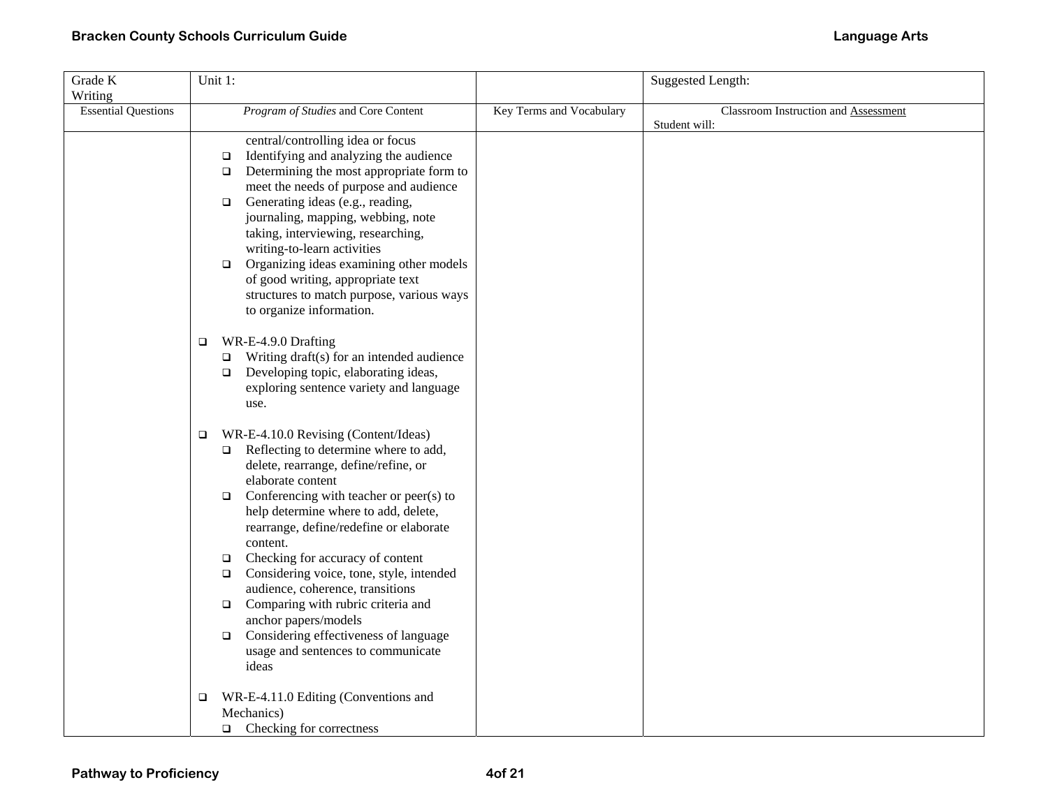| Grade K Writing | Unit 1: | | Suggested Length: |
|---|---|---|---|
| Essential Questions | *Program of Studies* and Core Content | Key Terms and Vocabulary | Classroom Instruction and Assessment<br>Student will: |
| | central/controlling idea or focus<br>❑ Identifying and analyzing the audience<br>❑ Determining the most appropriate form to meet the needs of purpose and audience<br>❑ Generating ideas (e.g., reading, journaling, mapping, webbing, note taking, interviewing, researching, writing-to-learn activities<br>❑ Organizing ideas examining other models of good writing, appropriate text structures to match purpose, various ways to organize information.<br><br>❑ WR-E-4.9.0 Drafting<br>❑ Writing draft(s) for an intended audience<br>❑ Developing topic, elaborating ideas, exploring sentence variety and language use.<br><br>❑ WR-E-4.10.0 Revising (Content/Ideas)<br>❑ Reflecting to determine where to add, delete, rearrange, define/refine, or elaborate content<br>❑ Conferencing with teacher or peer(s) to help determine where to add, delete, rearrange, define/redefine or elaborate content.<br>❑ Checking for accuracy of content<br>❑ Considering voice, tone, style, intended audience, coherence, transitions<br>❑ Comparing with rubric criteria and anchor papers/models<br>❑ Considering effectiveness of language usage and sentences to communicate ideas<br><br>❑ WR-E-4.11.0 Editing (Conventions and Mechanics)<br>❑ Checking for correctness | | |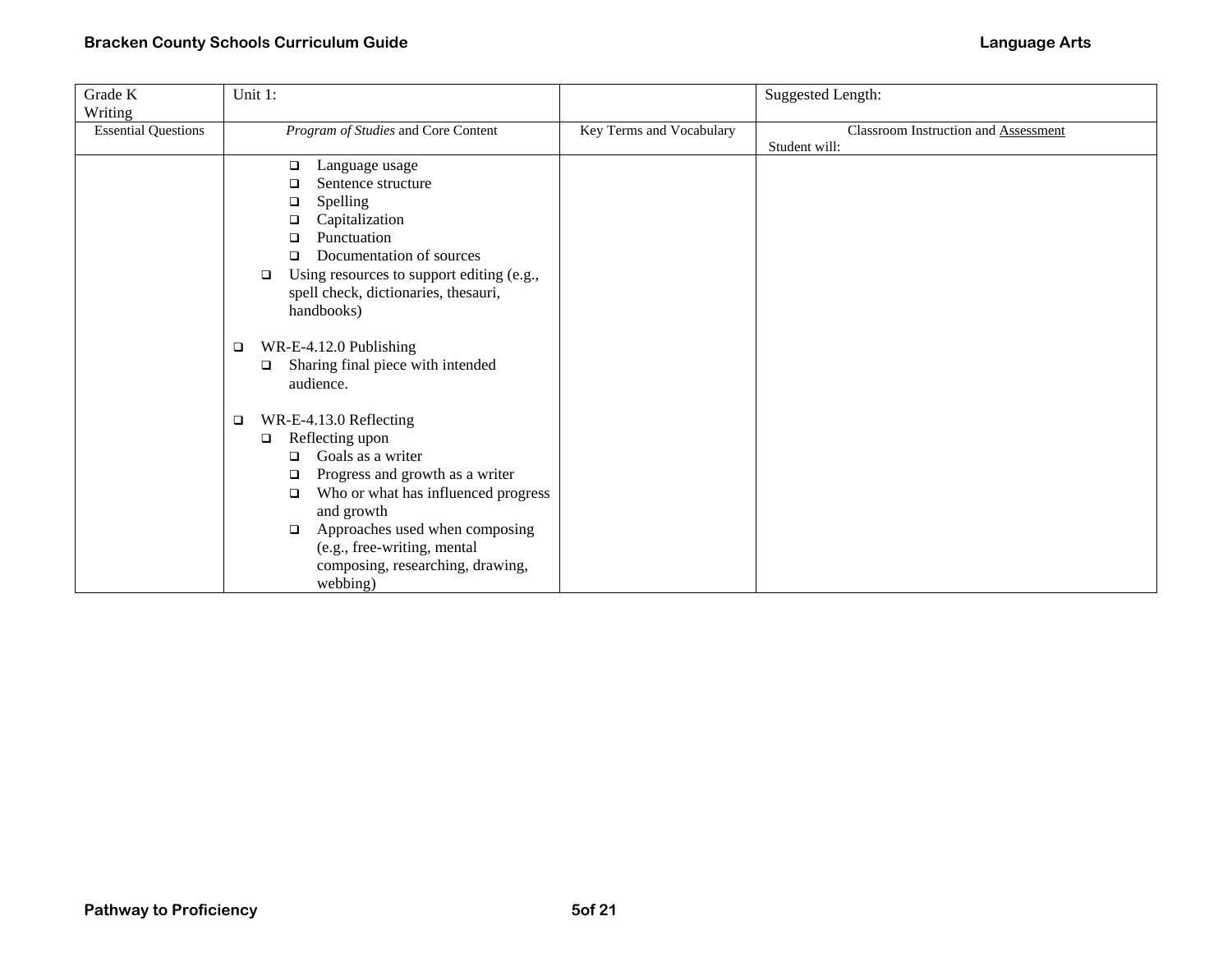| Grade K<br>Writing | Unit 1: | | Suggested Length: |
|---|---|---|---|
| Essential Questions | *Program of Studies* and Core Content | Key Terms and Vocabulary | Classroom Instruction and Assessment<br>Student will: |
| | ❑ Language usage<br>❑ Sentence structure<br>❑ Spelling<br>❑ Capitalization<br>❑ Punctuation<br>❑ Documentation of sources<br>❑ Using resources to support editing (e.g., spell check, dictionaries, thesauri, handbooks)<br><br>❑ WR-E-4.12.0 Publishing<br>❑ Sharing final piece with intended audience.<br><br>❑ WR-E-4.13.0 Reflecting<br>❑ Reflecting upon<br>❑ Goals as a writer<br>❑ Progress and growth as a writer<br>❑ Who or what has influenced progress and growth<br>❑ Approaches used when composing (e.g., free-writing, mental composing, researching, drawing, webbing) | | |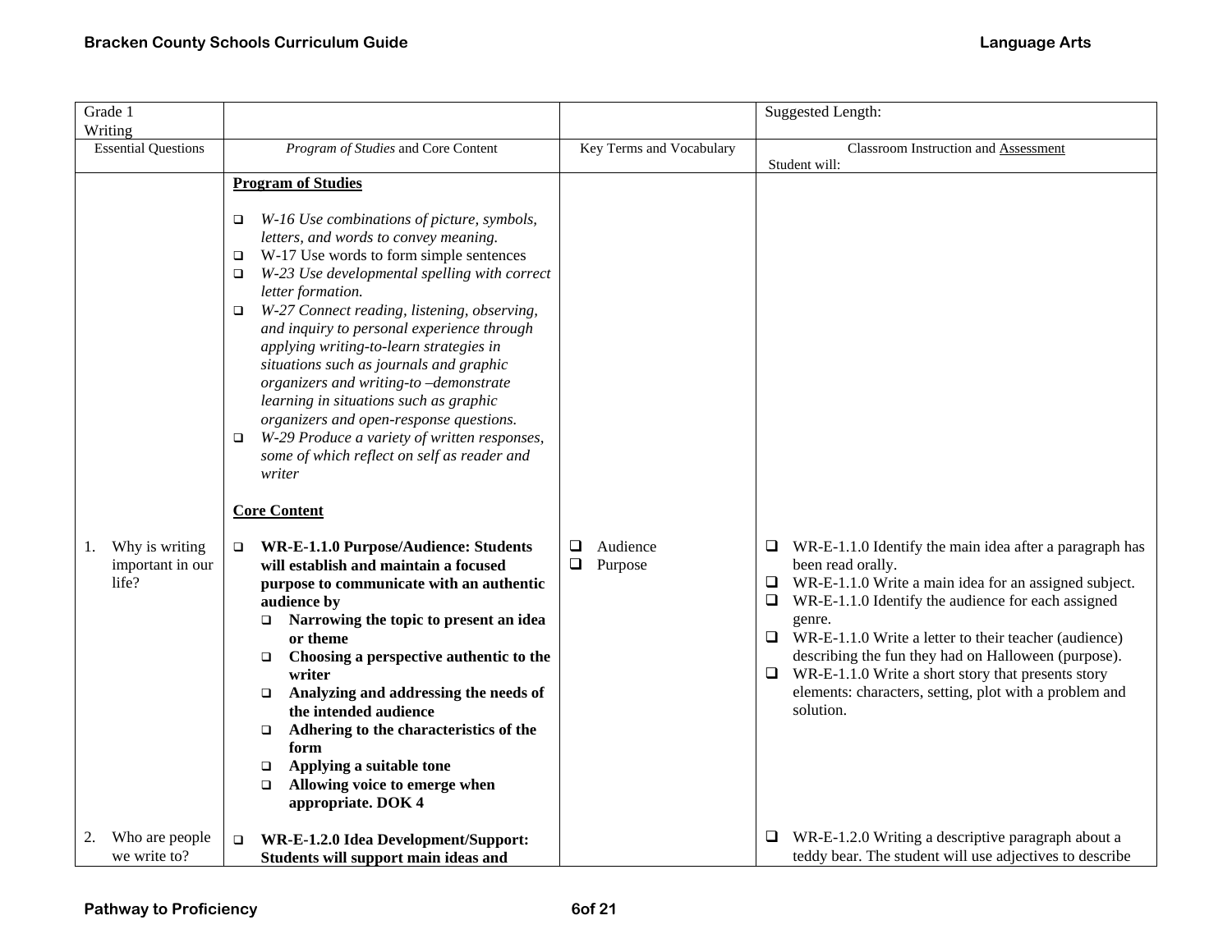| Grade 1<br>Writing | | | Suggested Length: |
|---|---|---|---|
| Essential Questions | *Program of Studies* and Core Content | Key Terms and Vocabulary | Classroom Instruction and Assessment<br>Student will: |
| | **Program of Studies**<br><br>❑ *W-16 Use combinations of picture, symbols, letters, and words to convey meaning.*<br>❑ W-17 Use words to form simple sentences<br>❑ *W-23 Use developmental spelling with correct letter formation.*<br>❑ *W-27 Connect reading, listening, observing, and inquiry to personal experience through applying writing-to-learn strategies in situations such as journals and graphic organizers and writing-to –demonstrate learning in situations such as graphic organizers and open-response questions.*<br>❑ *W-29 Produce a variety of written responses, some of which reflect on self as reader and writer*<br><br>**Core Content** | | |
| 1. Why is writing important in our life? | ❑ **WR-E-1.1.0 Purpose/Audience: Students will establish and maintain a focused purpose to communicate with an authentic audience by**<br>❑ **Narrowing the topic to present an idea or theme**<br>❑ **Choosing a perspective authentic to the writer**<br>❑ **Analyzing and addressing the needs of the intended audience**<br>❑ **Adhering to the characteristics of the form**<br>❑ **Applying a suitable tone**<br>❑ **Allowing voice to emerge when appropriate. DOK 4** | ❑ Audience<br>❑ Purpose | ❑ WR-E-1.1.0 Identify the main idea after a paragraph has been read orally.<br>❑ WR-E-1.1.0 Write a main idea for an assigned subject.<br>❑ WR-E-1.1.0 Identify the audience for each assigned genre.<br>❑ WR-E-1.1.0 Write a letter to their teacher (audience) describing the fun they had on Halloween (purpose).<br>❑ WR-E-1.1.0 Write a short story that presents story elements: characters, setting, plot with a problem and solution. |
| 2. Who are people we write to? | ❑ **WR-E-1.2.0 Idea Development/Support: Students will support main ideas and** | | ❑ WR-E-1.2.0 Writing a descriptive paragraph about a teddy bear. The student will use adjectives to describe |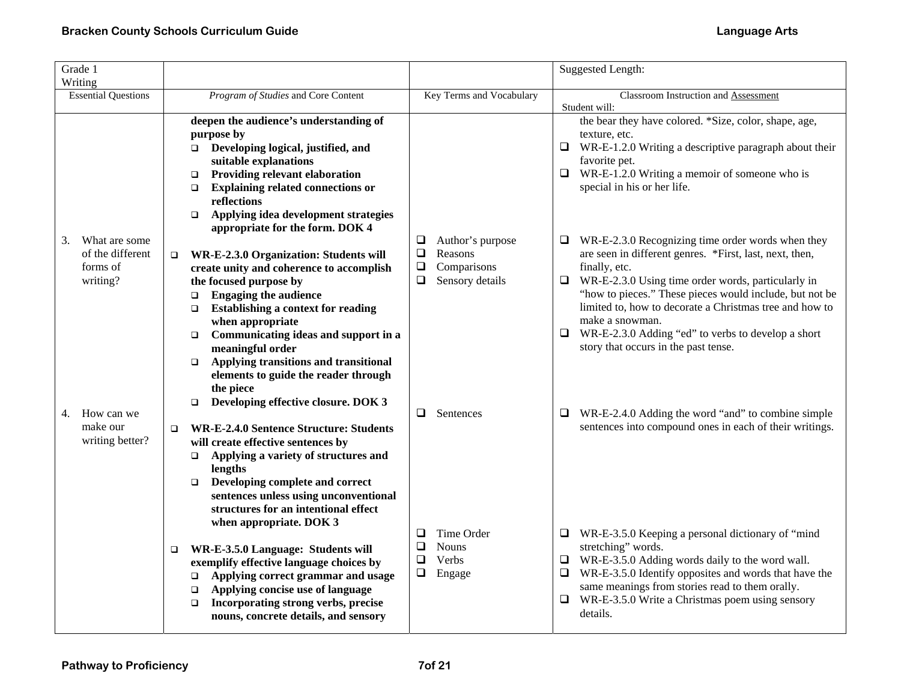| Grade 1 Writing | | | Suggested Length: |
|---|---|---|---|
| Essential Questions | *Program of Studies* and Core Content | Key Terms and Vocabulary | Classroom Instruction and Assessment<br>Student will: |
| | **deepen the audience's understanding of purpose by**<br>❑ **Developing logical, justified, and suitable explanations**<br>❑ **Providing relevant elaboration**<br>❑ **Explaining related connections or reflections**<br>❑ **Applying idea development strategies appropriate for the form. DOK 4** | | the bear they have colored. *Size, color, shape, age, texture, etc.<br>❑ WR-E-1.2.0 Writing a descriptive paragraph about their favorite pet.<br>❑ WR-E-1.2.0 Writing a memoir of someone who is special in his or her life. |
| 3. What are some of the different forms of writing? | ❑ **WR-E-2.3.0 Organization: Students will create unity and coherence to accomplish the focused purpose by**<br>❑ **Engaging the audience**<br>❑ **Establishing a context for reading when appropriate**<br>❑ **Communicating ideas and support in a meaningful order**<br>❑ **Applying transitions and transitional elements to guide the reader through the piece**<br>❑ **Developing effective closure. DOK 3** | ❑ Author's purpose<br>❑ Reasons<br>❑ Comparisons<br>❑ Sensory details | ❑ WR-E-2.3.0 Recognizing time order words when they are seen in different genres. *First, last, next, then, finally, etc.<br>❑ WR-E-2.3.0 Using time order words, particularly in "how to pieces." These pieces would include, but not be limited to, how to decorate a Christmas tree and how to make a snowman.<br>❑ WR-E-2.3.0 Adding "ed" to verbs to develop a short story that occurs in the past tense. |
| 4. How can we make our writing better? | ❑ **WR-E-2.4.0 Sentence Structure: Students will create effective sentences by**<br>❑ **Applying a variety of structures and lengths**<br>❑ **Developing complete and correct sentences unless using unconventional structures for an intentional effect when appropriate. DOK 3** | ❑ Sentences | ❑ WR-E-2.4.0 Adding the word "and" to combine simple sentences into compound ones in each of their writings. |
| | ❑ **WR-E-3.5.0 Language: Students will exemplify effective language choices by**<br>❑ **Applying correct grammar and usage**<br>❑ **Applying concise use of language**<br>❑ **Incorporating strong verbs, precise nouns, concrete details, and sensory** | ❑ Time Order<br>❑ Nouns<br>❑ Verbs<br>❑ Engage | ❑ WR-E-3.5.0 Keeping a personal dictionary of "mind stretching" words.<br>❑ WR-E-3.5.0 Adding words daily to the word wall.<br>❑ WR-E-3.5.0 Identify opposites and words that have the same meanings from stories read to them orally.<br>❑ WR-E-3.5.0 Write a Christmas poem using sensory details. |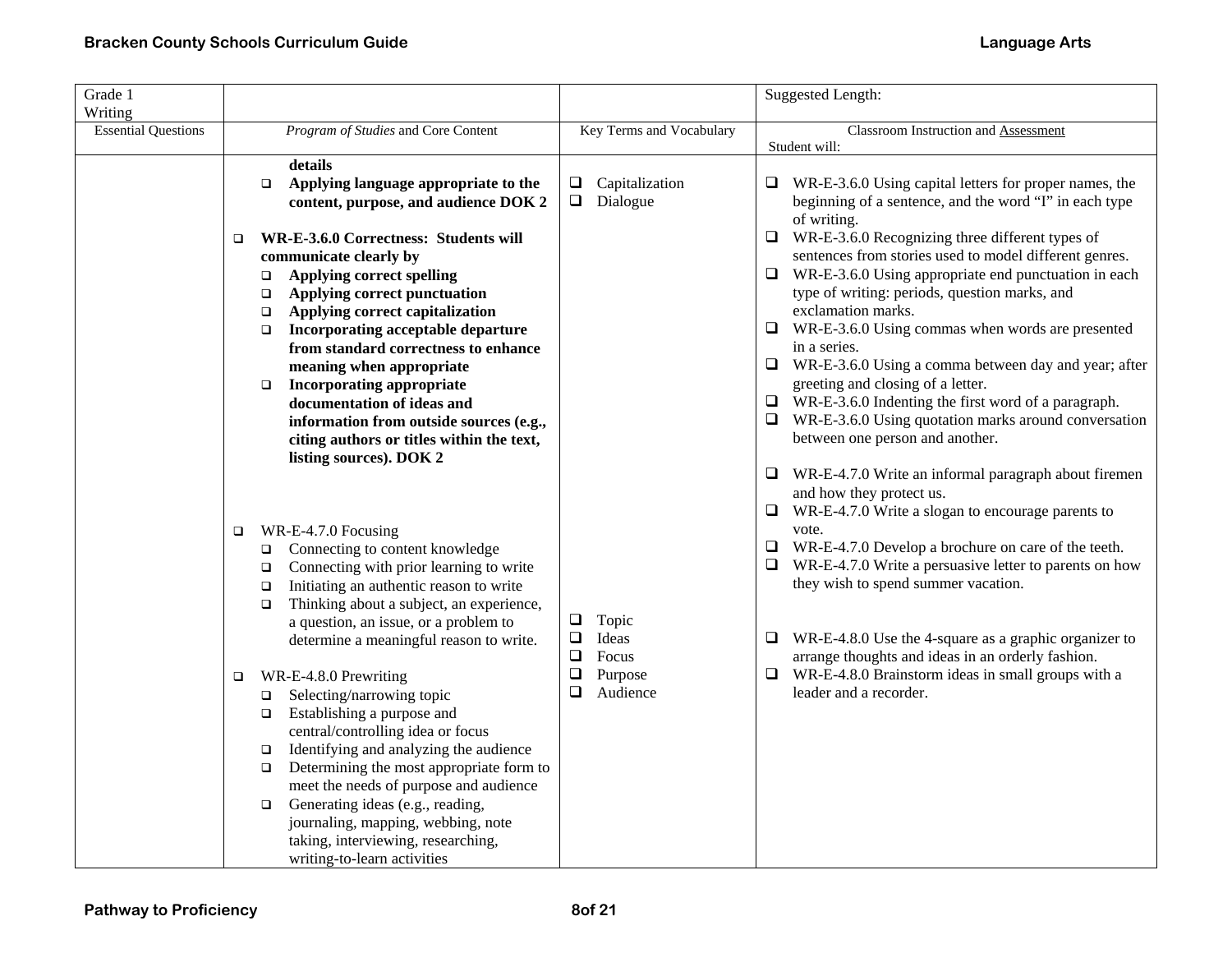| Grade 1 Writing | | | Suggested Length: |
|---|---|---|---|
| Essential Questions | *Program of Studies* and Core Content | Key Terms and Vocabulary | Classroom Instruction and Assessment<br>Student will: |
| | **details**<br>❑ **Applying language appropriate to the content, purpose, and audience DOK 2**<br><br>❑ **WR-E-3.6.0 Correctness: Students will communicate clearly by**<br>❑ **Applying correct spelling**<br>❑ **Applying correct punctuation**<br>❑ **Applying correct capitalization**<br>❑ **Incorporating acceptable departure from standard correctness to enhance meaning when appropriate**<br>❑ **Incorporating appropriate documentation of ideas and information from outside sources (e.g., citing authors or titles within the text, listing sources). DOK 2** | ❑ Capitalization<br>❑ Dialogue | ❑ WR-E-3.6.0 Using capital letters for proper names, the beginning of a sentence, and the word "I" in each type of writing.<br>❑ WR-E-3.6.0 Recognizing three different types of sentences from stories used to model different genres.<br>❑ WR-E-3.6.0 Using appropriate end punctuation in each type of writing: periods, question marks, and exclamation marks.<br>❑ WR-E-3.6.0 Using commas when words are presented in a series.<br>❑ WR-E-3.6.0 Using a comma between day and year; after greeting and closing of a letter.<br>❑ WR-E-3.6.0 Indenting the first word of a paragraph.<br>❑ WR-E-3.6.0 Using quotation marks around conversation between one person and another. |
| | ❑ WR-E-4.7.0 Focusing<br>❑ Connecting to content knowledge<br>❑ Connecting with prior learning to write<br>❑ Initiating an authentic reason to write<br>❑ Thinking about a subject, an experience, a question, an issue, or a problem to determine a meaningful reason to write. | | ❑ WR-E-4.7.0 Write an informal paragraph about firemen and how they protect us.<br>❑ WR-E-4.7.0 Write a slogan to encourage parents to vote.<br>❑ WR-E-4.7.0 Develop a brochure on care of the teeth.<br>❑ WR-E-4.7.0 Write a persuasive letter to parents on how they wish to spend summer vacation. |
| | ❑ WR-E-4.8.0 Prewriting<br>❑ Selecting/narrowing topic<br>❑ Establishing a purpose and central/controlling idea or focus<br>❑ Identifying and analyzing the audience<br>❑ Determining the most appropriate form to meet the needs of purpose and audience<br>❑ Generating ideas (e.g., reading, journaling, mapping, webbing, note taking, interviewing, researching, writing-to-learn activities | ❑ Topic<br>❑ Ideas<br>❑ Focus<br>❑ Purpose<br>❑ Audience | ❑ WR-E-4.8.0 Use the 4-square as a graphic organizer to arrange thoughts and ideas in an orderly fashion.<br>❑ WR-E-4.8.0 Brainstorm ideas in small groups with a leader and a recorder. |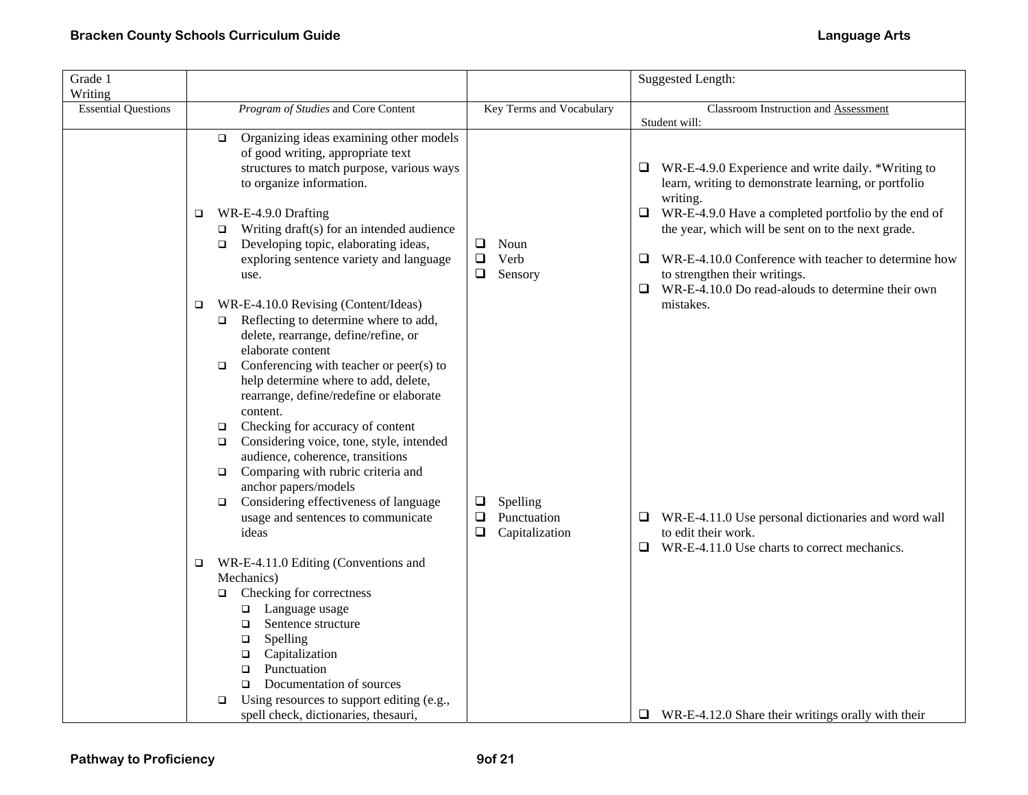| Grade 1<br>Writing | | | Suggested Length: |
|---|---|---|---|
| Essential Questions | *Program of Studies* and Core Content | Key Terms and Vocabulary | Classroom Instruction and Assessment<br>Student will: |
| | ❑ Organizing ideas examining other models of good writing, appropriate text structures to match purpose, various ways to organize information.<br><br>❑ WR-E-4.9.0 Drafting<br>❑ Writing draft(s) for an intended audience<br>❑ Developing topic, elaborating ideas, exploring sentence variety and language use.<br><br>❑ WR-E-4.10.0 Revising (Content/Ideas)<br>❑ Reflecting to determine where to add, delete, rearrange, define/refine, or elaborate content<br>❑ Conferencing with teacher or peer(s) to help determine where to add, delete, rearrange, define/redefine or elaborate content.<br>❑ Checking for accuracy of content<br>❑ Considering voice, tone, style, intended audience, coherence, transitions<br>❑ Comparing with rubric criteria and anchor papers/models<br>❑ Considering effectiveness of language usage and sentences to communicate ideas<br><br>❑ WR-E-4.11.0 Editing (Conventions and Mechanics)<br>❑ Checking for correctness<br>❑ Language usage<br>❑ Sentence structure<br>❑ Spelling<br>❑ Capitalization<br>❑ Punctuation<br>❑ Documentation of sources<br>❑ Using resources to support editing (e.g., spell check, dictionaries, thesauri, | ❑ Noun<br>❑ Verb<br>❑ Sensory<br><br>❑ Spelling<br>❑ Punctuation<br>❑ Capitalization | ❑ WR-E-4.9.0 Experience and write daily. *Writing to learn, writing to demonstrate learning, or portfolio writing.<br>❑ WR-E-4.9.0 Have a completed portfolio by the end of the year, which will be sent on to the next grade.<br><br>❑ WR-E-4.10.0 Conference with teacher to determine how to strengthen their writings.<br>❑ WR-E-4.10.0 Do read-alouds to determine their own mistakes.<br><br>❑ WR-E-4.11.0 Use personal dictionaries and word wall to edit their work.<br>❑ WR-E-4.11.0 Use charts to correct mechanics.<br><br>❑ WR-E-4.12.0 Share their writings orally with their |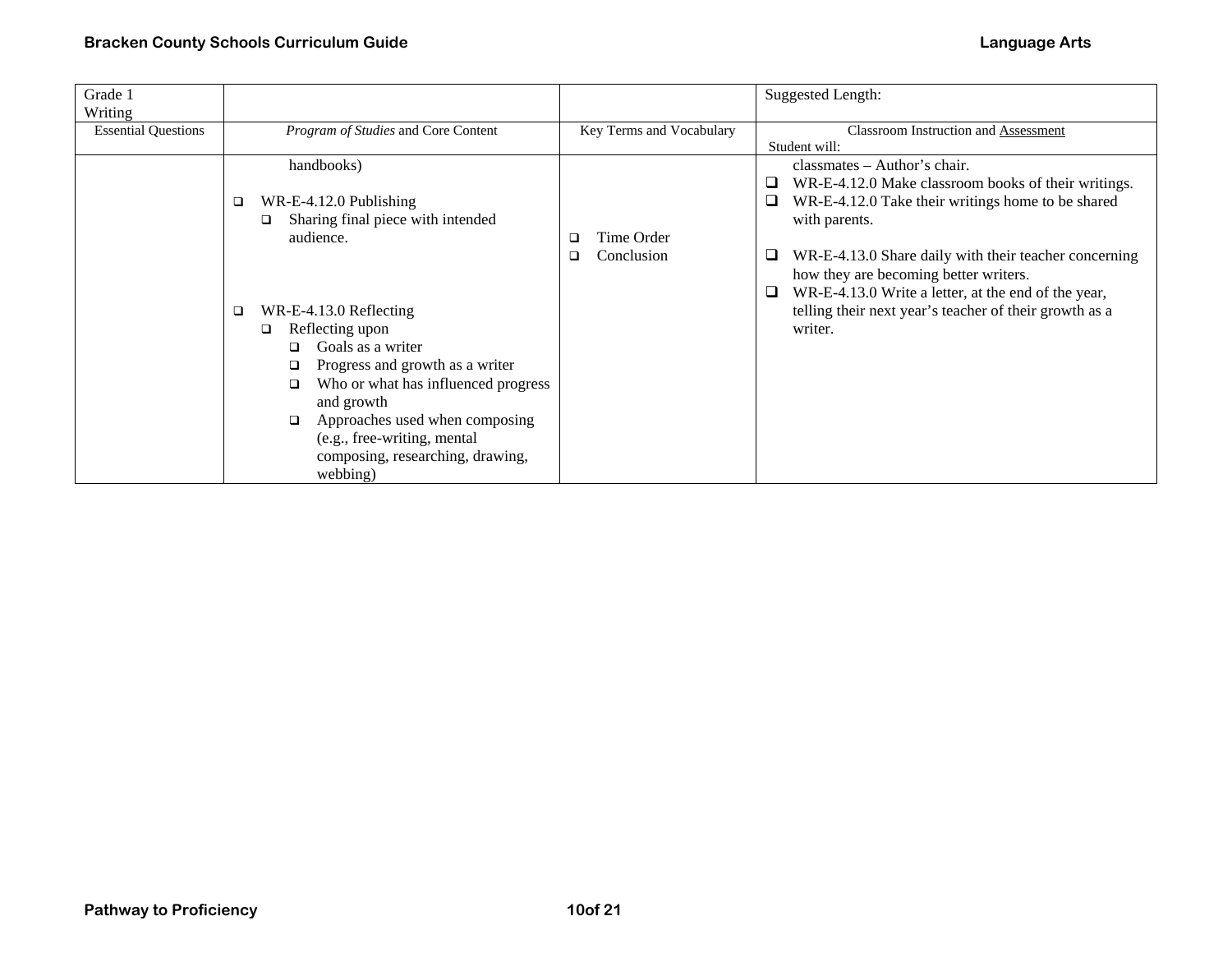| Grade 1 Writing | | | Suggested Length: |
|---|---|---|---|
| Essential Questions | *Program of Studies* and Core Content | Key Terms and Vocabulary | Classroom Instruction and Assessment<br>Student will: |
| | handbooks)<br><br>❑ WR-E-4.12.0 Publishing<br>❑ Sharing final piece with intended audience.<br><br>❑ WR-E-4.13.0 Reflecting<br>❑ Reflecting upon<br>❑ Goals as a writer<br>❑ Progress and growth as a writer<br>❑ Who or what has influenced progress and growth<br>❑ Approaches used when composing (e.g., free-writing, mental composing, researching, drawing, webbing) | ❑ Time Order<br>❑ Conclusion | classmates – Author's chair.<br>❑ WR-E-4.12.0 Make classroom books of their writings.<br>❑ WR-E-4.12.0 Take their writings home to be shared with parents.<br><br>❑ WR-E-4.13.0 Share daily with their teacher concerning how they are becoming better writers.<br>❑ WR-E-4.13.0 Write a letter, at the end of the year, telling their next year's teacher of their growth as a writer. |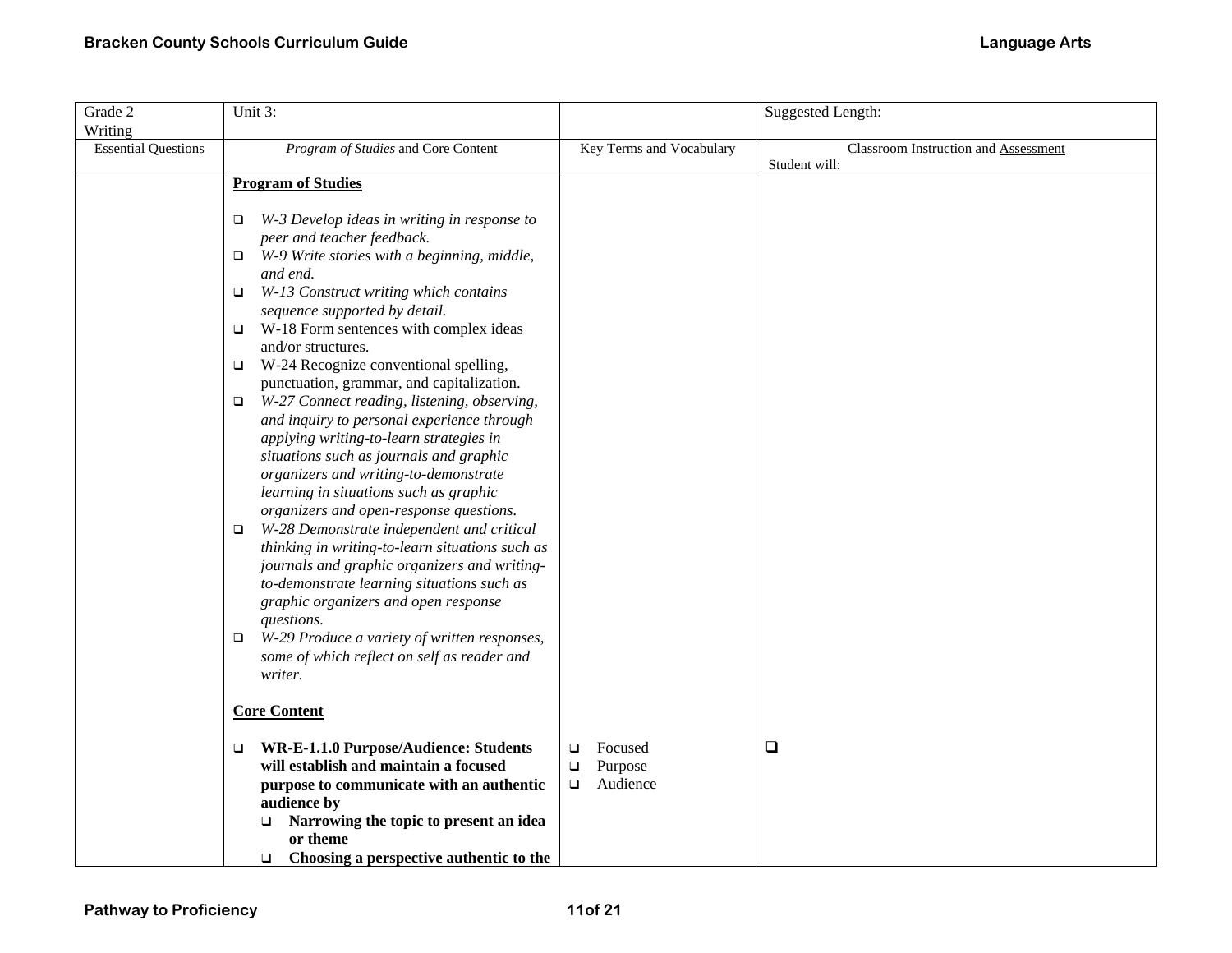| Grade 2<br>Writing | Unit 3: | | Suggested Length: |
|---|---|---|---|
| Essential Questions | *Program of Studies* and Core Content | Key Terms and Vocabulary | Classroom Instruction and Assessment<br>Student will: |
| | **Program of Studies**<br><br>❑ *W-3 Develop ideas in writing in response to peer and teacher feedback.*<br>❑ *W-9 Write stories with a beginning, middle, and end.*<br>❑ *W-13 Construct writing which contains sequence supported by detail.*<br>❑ W-18 Form sentences with complex ideas and/or structures.<br>❑ W-24 Recognize conventional spelling, punctuation, grammar, and capitalization.<br>❑ *W-27 Connect reading, listening, observing, and inquiry to personal experience through applying writing-to-learn strategies in situations such as journals and graphic organizers and writing-to-demonstrate learning in situations such as graphic organizers and open-response questions.*<br>❑ *W-28 Demonstrate independent and critical thinking in writing-to-learn situations such as journals and graphic organizers and writing-to-demonstrate learning situations such as graphic organizers and open response questions.*<br>❑ *W-29 Produce a variety of written responses, some of which reflect on self as reader and writer.* | | |
| | **Core Content**<br><br>❑ **WR-E-1.1.0 Purpose/Audience: Students will establish and maintain a focused purpose to communicate with an authentic audience by**<br>❑ **Narrowing the topic to present an idea or theme**<br>❑ **Choosing a perspective authentic to the** | ❑ Focused<br>❑ Purpose<br>❑ Audience | ❑ |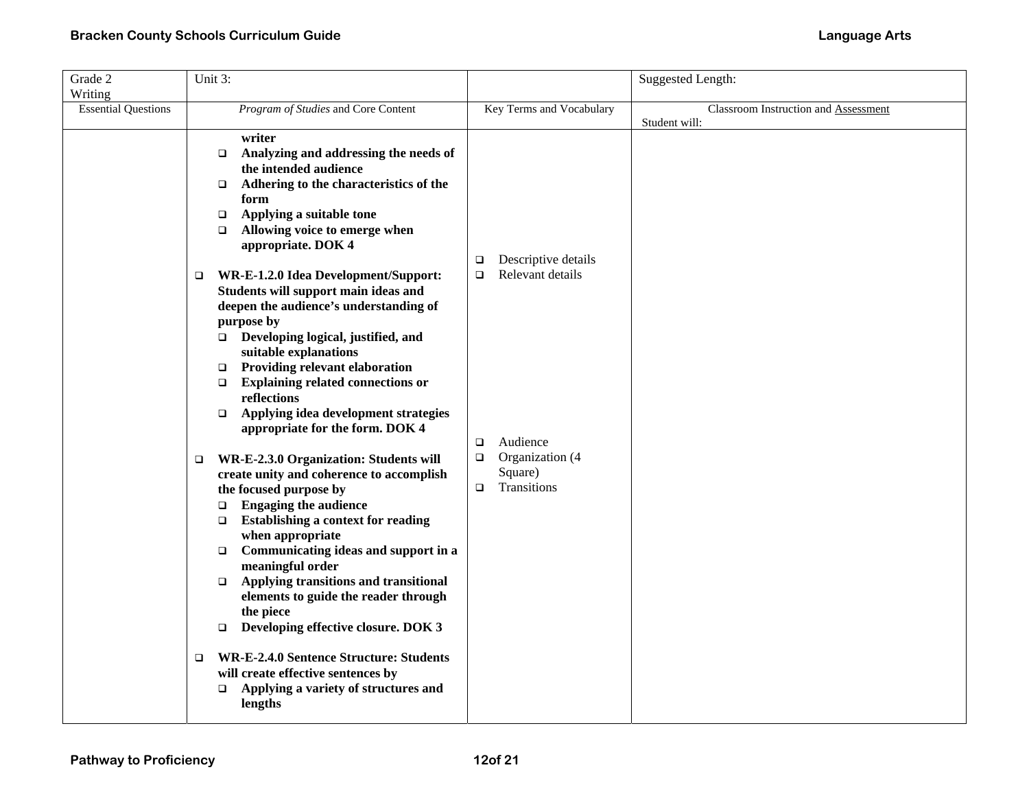| Grade 2 Writing | Unit 3: | | Suggested Length: |
|---|---|---|---|
| Essential Questions | *Program of Studies* and Core Content | Key Terms and Vocabulary | Classroom Instruction and Assessment<br>Student will: |
| | **writer**<br>❑ **Analyzing and addressing the needs of the intended audience**<br>❑ **Adhering to the characteristics of the form**<br>❑ **Applying a suitable tone**<br>❑ **Allowing voice to emerge when appropriate. DOK 4**<br><br>❑ **WR-E-1.2.0 Idea Development/Support: Students will support main ideas and deepen the audience's understanding of purpose by**<br>❑ **Developing logical, justified, and suitable explanations**<br>❑ **Providing relevant elaboration**<br>❑ **Explaining related connections or reflections**<br>❑ **Applying idea development strategies appropriate for the form. DOK 4**<br><br>❑ **WR-E-2.3.0 Organization: Students will create unity and coherence to accomplish the focused purpose by**<br>❑ **Engaging the audience**<br>❑ **Establishing a context for reading when appropriate**<br>❑ **Communicating ideas and support in a meaningful order**<br>❑ **Applying transitions and transitional elements to guide the reader through the piece**<br>❑ **Developing effective closure. DOK 3**<br><br>❑ **WR-E-2.4.0 Sentence Structure: Students will create effective sentences by**<br>❑ **Applying a variety of structures and lengths** | ❑ Descriptive details<br>❑ Relevant details<br><br>❑ Audience<br>❑ Organization (4 Square)<br>❑ Transitions | |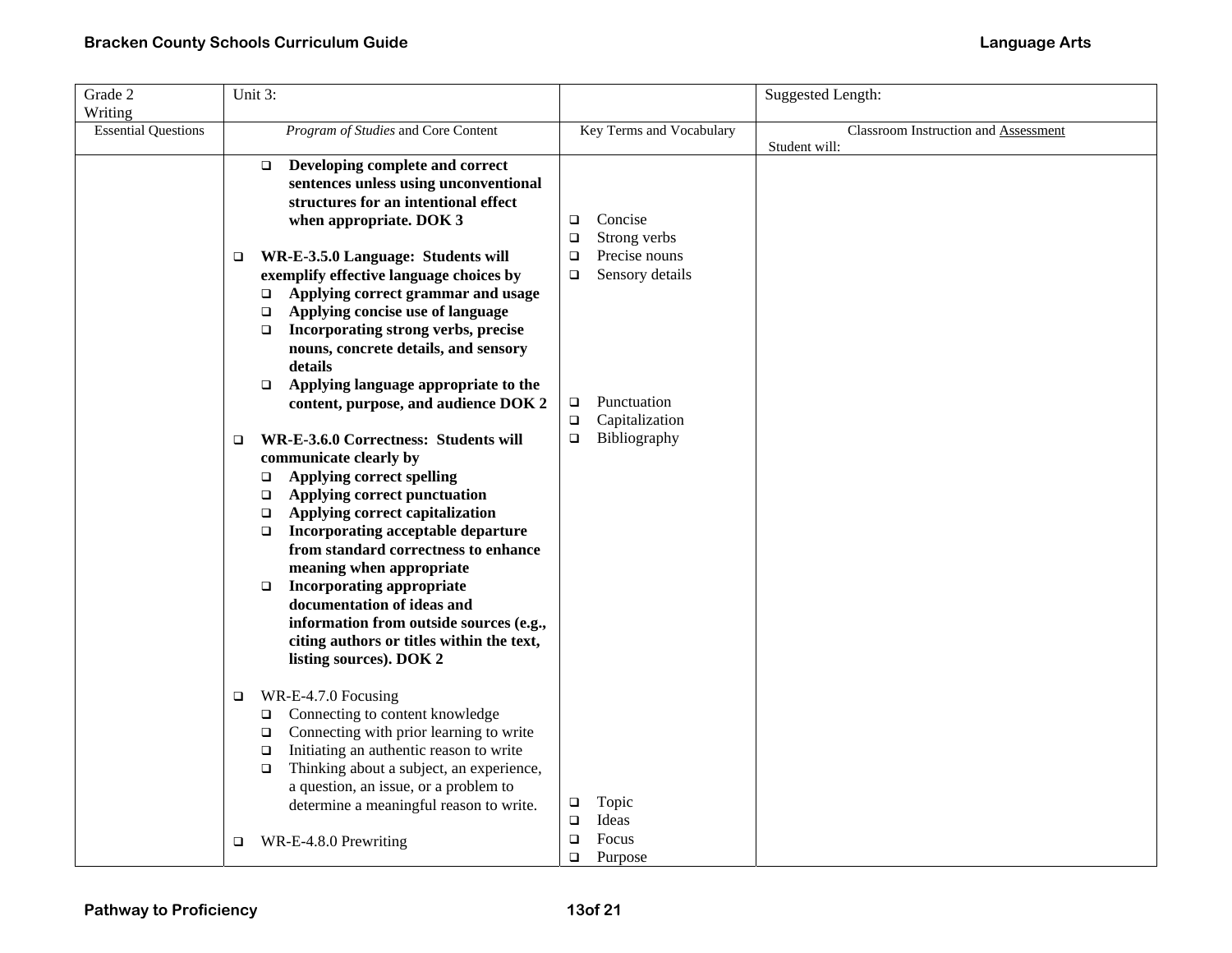| Grade 2 Writing | Unit 3: | | Suggested Length: |
|---|---|---|---|
| Essential Questions | *Program of Studies* and Core Content | Key Terms and Vocabulary | Classroom Instruction and Assessment<br>Student will: |
| | ❑ **Developing complete and correct sentences unless using unconventional structures for an intentional effect when appropriate. DOK 3**<br><br>❑ **WR-E-3.5.0 Language: Students will exemplify effective language choices by**<br>❑ **Applying correct grammar and usage**<br>❑ **Applying concise use of language**<br>❑ **Incorporating strong verbs, precise nouns, concrete details, and sensory details**<br>❑ **Applying language appropriate to the content, purpose, and audience DOK 2**<br><br>❑ **WR-E-3.6.0 Correctness: Students will communicate clearly by**<br>❑ **Applying correct spelling**<br>❑ **Applying correct punctuation**<br>❑ **Applying correct capitalization**<br>❑ **Incorporating acceptable departure from standard correctness to enhance meaning when appropriate**<br>❑ **Incorporating appropriate documentation of ideas and information from outside sources (e.g., citing authors or titles within the text, listing sources). DOK 2**<br><br>❑ WR-E-4.7.0 Focusing<br>❑ Connecting to content knowledge<br>❑ Connecting with prior learning to write<br>❑ Initiating an authentic reason to write<br>❑ Thinking about a subject, an experience, a question, an issue, or a problem to determine a meaningful reason to write.<br><br>❑ WR-E-4.8.0 Prewriting | ❑ Concise<br>❑ Strong verbs<br>❑ Precise nouns<br>❑ Sensory details<br><br>❑ Punctuation<br>❑ Capitalization<br>❑ Bibliography<br><br>❑ Topic<br>❑ Ideas<br>❑ Focus<br>❑ Purpose | |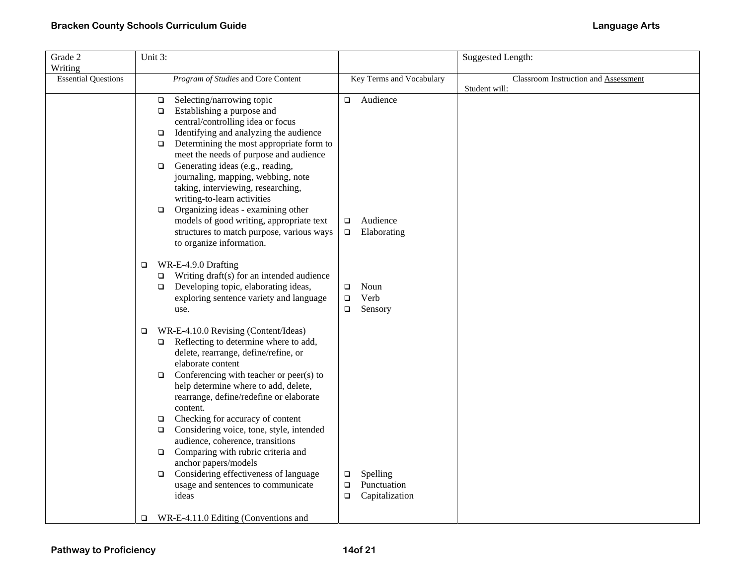| Grade 2 Writing | Unit 3: | | Suggested Length: |
|---|---|---|---|
| Essential Questions | *Program of Studies* and Core Content | Key Terms and Vocabulary | Classroom Instruction and Assessment<br>Student will: |
| | ❑ Selecting/narrowing topic<br>❑ Establishing a purpose and central/controlling idea or focus<br>❑ Identifying and analyzing the audience<br>❑ Determining the most appropriate form to meet the needs of purpose and audience<br>❑ Generating ideas (e.g., reading, journaling, mapping, webbing, note taking, interviewing, researching, writing-to-learn activities<br>❑ Organizing ideas - examining other models of good writing, appropriate text structures to match purpose, various ways to organize information.<br><br>❑ WR-E-4.9.0 Drafting<br>❑ Writing draft(s) for an intended audience<br>❑ Developing topic, elaborating ideas, exploring sentence variety and language use.<br><br>❑ WR-E-4.10.0 Revising (Content/Ideas)<br>❑ Reflecting to determine where to add, delete, rearrange, define/refine, or elaborate content<br>❑ Conferencing with teacher or peer(s) to help determine where to add, delete, rearrange, define/redefine or elaborate content.<br>❑ Checking for accuracy of content<br>❑ Considering voice, tone, style, intended audience, coherence, transitions<br>❑ Comparing with rubric criteria and anchor papers/models<br>❑ Considering effectiveness of language usage and sentences to communicate ideas<br><br>❑ WR-E-4.11.0 Editing (Conventions and | ❑ Audience<br><br>❑ Audience<br>❑ Elaborating<br><br>❑ Noun<br>❑ Verb<br>❑ Sensory<br><br>❑ Spelling<br>❑ Punctuation<br>❑ Capitalization | |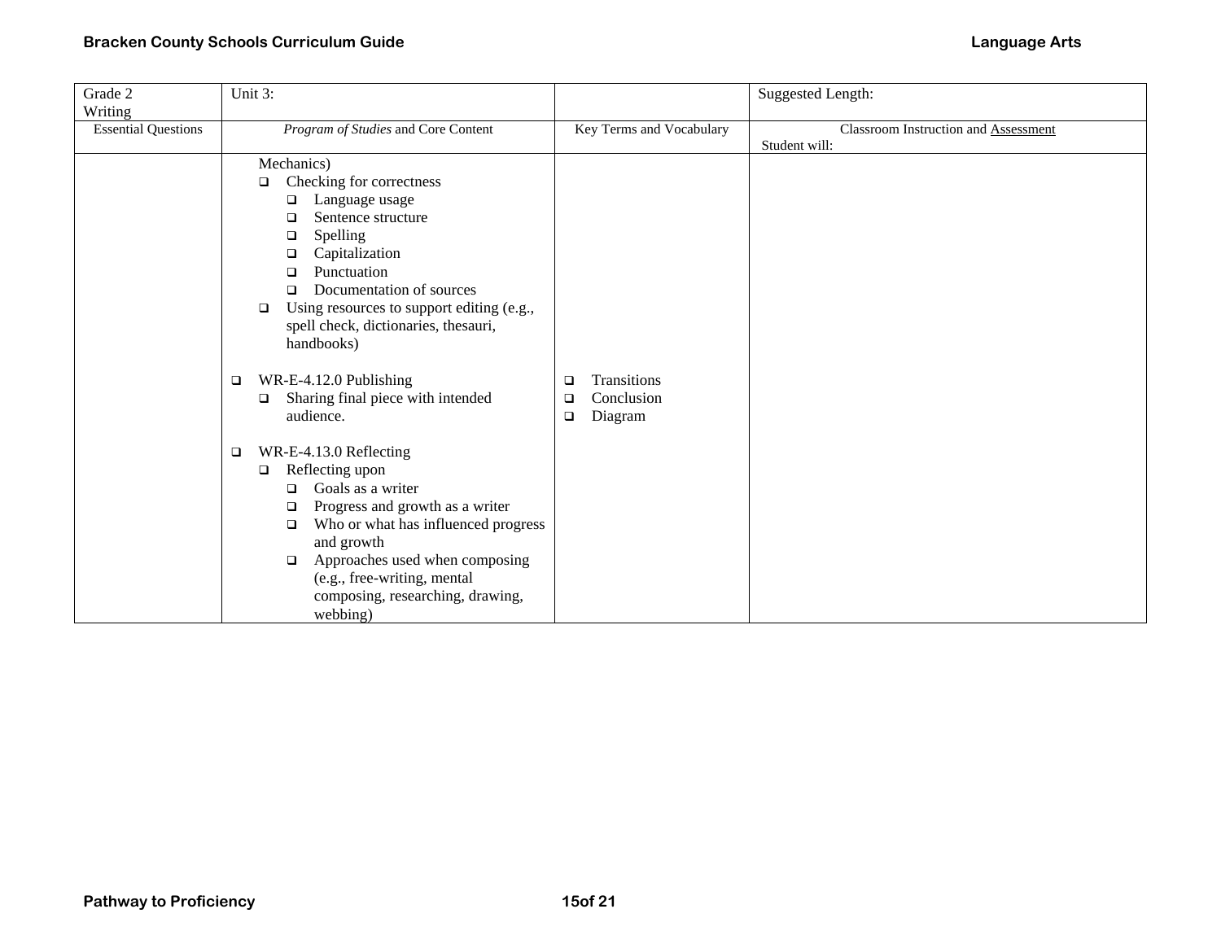| Grade 2<br>Writing | Unit 3: | | Suggested Length: |
|---|---|---|---|
| Essential Questions | *Program of Studies* and Core Content | Key Terms and Vocabulary | Classroom Instruction and Assessment<br>Student will: |
| | Mechanics)<br>❑ Checking for correctness<br>&nbsp;&nbsp;❑ Language usage<br>&nbsp;&nbsp;❑ Sentence structure<br>&nbsp;&nbsp;❑ Spelling<br>&nbsp;&nbsp;❑ Capitalization<br>&nbsp;&nbsp;❑ Punctuation<br>&nbsp;&nbsp;❑ Documentation of sources<br>❑ Using resources to support editing (e.g., spell check, dictionaries, thesauri, handbooks)<br><br>❑ WR-E-4.12.0 Publishing<br>&nbsp;&nbsp;❑ Sharing final piece with intended audience.<br><br>❑ WR-E-4.13.0 Reflecting<br>&nbsp;&nbsp;❑ Reflecting upon<br>&nbsp;&nbsp;&nbsp;&nbsp;❑ Goals as a writer<br>&nbsp;&nbsp;&nbsp;&nbsp;❑ Progress and growth as a writer<br>&nbsp;&nbsp;&nbsp;&nbsp;❑ Who or what has influenced progress and growth<br>&nbsp;&nbsp;&nbsp;&nbsp;❑ Approaches used when composing (e.g., free-writing, mental composing, researching, drawing, webbing) | ❑ Transitions<br>❑ Conclusion<br>❑ Diagram | |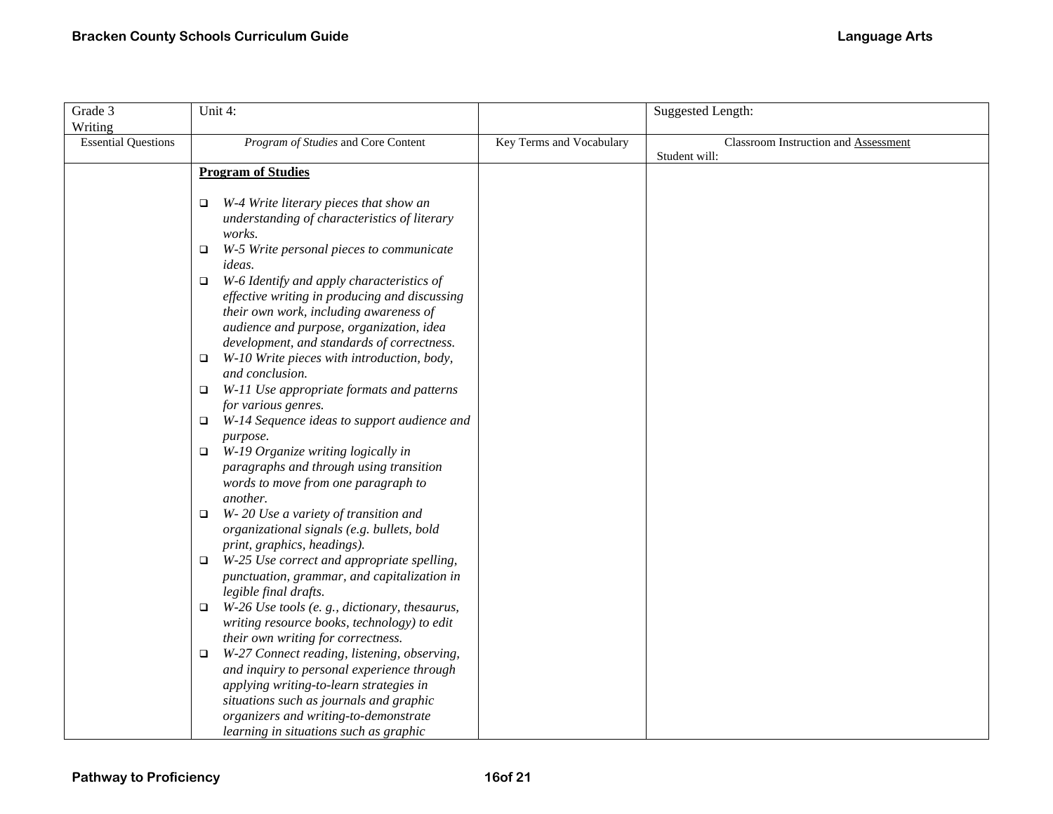| Grade 3 Writing | Unit 4: | | Suggested Length: |
|---|---|---|---|
| Essential Questions | *Program of Studies* and Core Content | Key Terms and Vocabulary | Classroom Instruction and Assessment Student will: |
| | **Program of Studies**<br><br>❑ *W-4 Write literary pieces that show an understanding of characteristics of literary works.*<br>❑ *W-5 Write personal pieces to communicate ideas.*<br>❑ *W-6 Identify and apply characteristics of effective writing in producing and discussing their own work, including awareness of audience and purpose, organization, idea development, and standards of correctness.*<br>❑ *W-10 Write pieces with introduction, body, and conclusion.*<br>❑ *W-11 Use appropriate formats and patterns for various genres.*<br>❑ *W-14 Sequence ideas to support audience and purpose.*<br>❑ *W-19 Organize writing logically in paragraphs and through using transition words to move from one paragraph to another.*<br>❑ *W- 20 Use a variety of transition and organizational signals (e.g. bullets, bold print, graphics, headings).*<br>❑ *W-25 Use correct and appropriate spelling, punctuation, grammar, and capitalization in legible final drafts.*<br>❑ *W-26 Use tools (e. g., dictionary, thesaurus, writing resource books, technology) to edit their own writing for correctness.*<br>❑ *W-27 Connect reading, listening, observing, and inquiry to personal experience through applying writing-to-learn strategies in situations such as journals and graphic organizers and writing-to-demonstrate learning in situations such as graphic* | | |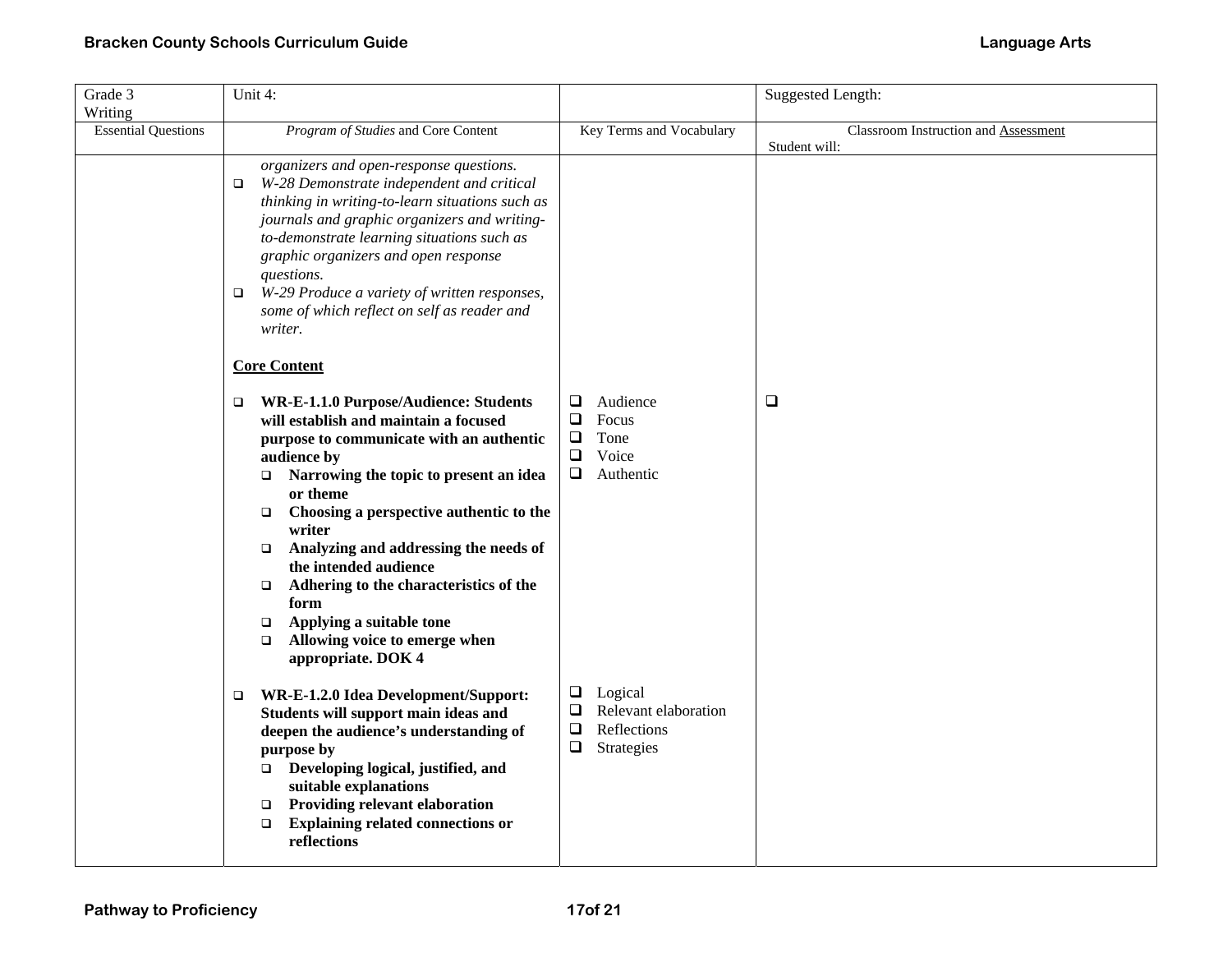| Grade 3<br>Writing | Unit 4: | | Suggested Length: |
|---|---|---|---|
| Essential Questions | *Program of Studies* and Core Content | Key Terms and Vocabulary | Classroom Instruction and <u>Assessment</u><br>Student will: |
| | *organizers and open-response questions.*<br>❑ *W-28 Demonstrate independent and critical thinking in writing-to-learn situations such as journals and graphic organizers and writing-to-demonstrate learning situations such as graphic organizers and open response questions.*<br>❑ *W-29 Produce a variety of written responses, some of which reflect on self as reader and writer.*<br><br>**<u>Core Content</u>**<br><br>❑ **WR-E-1.1.0 Purpose/Audience: Students will establish and maintain a focused purpose to communicate with an authentic audience by**<br>❑ **Narrowing the topic to present an idea or theme**<br>❑ **Choosing a perspective authentic to the writer**<br>❑ **Analyzing and addressing the needs of the intended audience**<br>❑ **Adhering to the characteristics of the form**<br>❑ **Applying a suitable tone**<br>❑ **Allowing voice to emerge when appropriate. DOK 4**<br><br>❑ **WR-E-1.2.0 Idea Development/Support: Students will support main ideas and deepen the audience's understanding of purpose by**<br>❑ **Developing logical, justified, and suitable explanations**<br>❑ **Providing relevant elaboration**<br>❑ **Explaining related connections or reflections** | ❑ Audience<br>❑ Focus<br>❑ Tone<br>❑ Voice<br>❑ Authentic<br><br>❑ Logical<br>❑ Relevant elaboration<br>❑ Reflections<br>❑ Strategies | ❑ |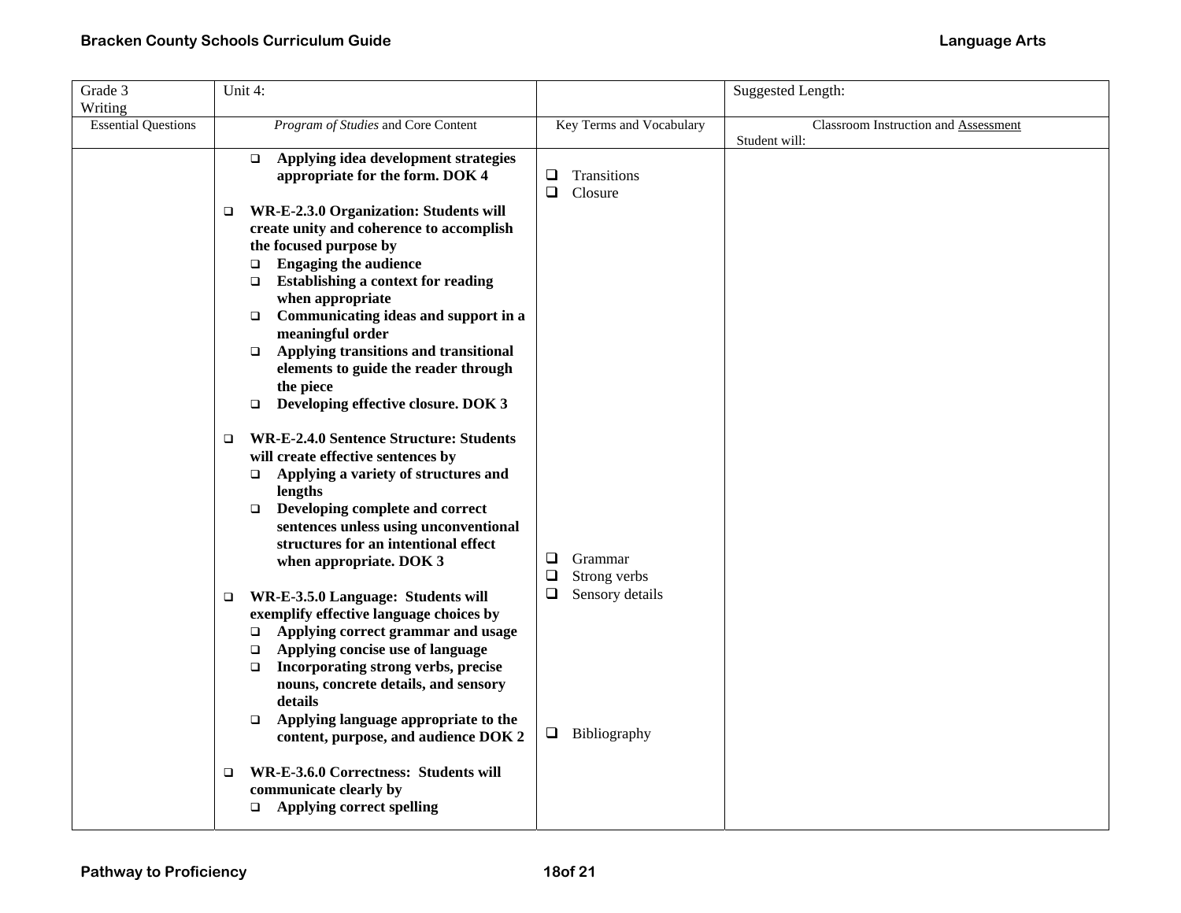| Grade 3 Writing | Unit 4: | | Suggested Length: |
|---|---|---|---|
| Essential Questions | *Program of Studies* and Core Content | Key Terms and Vocabulary | Classroom Instruction and Assessment<br>Student will: |
| | ❑ **Applying idea development strategies appropriate for the form. DOK 4**<br><br>❑ **WR-E-2.3.0 Organization: Students will create unity and coherence to accomplish the focused purpose by**<br>❑ **Engaging the audience**<br>❑ **Establishing a context for reading when appropriate**<br>❑ **Communicating ideas and support in a meaningful order**<br>❑ **Applying transitions and transitional elements to guide the reader through the piece**<br>❑ **Developing effective closure. DOK 3**<br><br>❑ **WR-E-2.4.0 Sentence Structure: Students will create effective sentences by**<br>❑ **Applying a variety of structures and lengths**<br>❑ **Developing complete and correct sentences unless using unconventional structures for an intentional effect when appropriate. DOK 3**<br><br>❑ **WR-E-3.5.0 Language: Students will exemplify effective language choices by**<br>❑ **Applying correct grammar and usage**<br>❑ **Applying concise use of language**<br>❑ **Incorporating strong verbs, precise nouns, concrete details, and sensory details**<br>❑ **Applying language appropriate to the content, purpose, and audience DOK 2**<br><br>❑ **WR-E-3.6.0 Correctness: Students will communicate clearly by**<br>❑ **Applying correct spelling** | ❑ Transitions<br>❑ Closure<br><br>❑ Grammar<br>❑ Strong verbs<br>❑ Sensory details<br><br>❑ Bibliography | |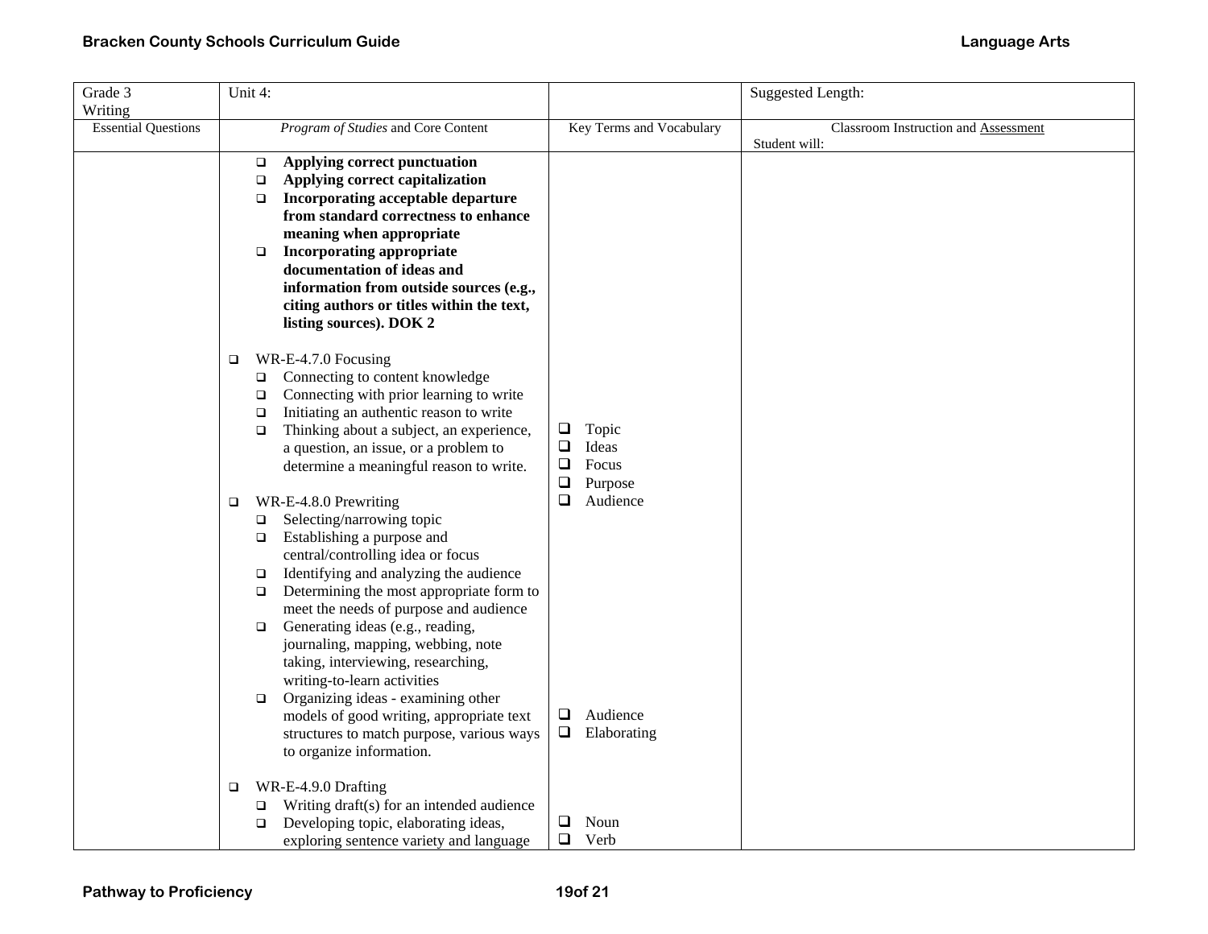| Grade 3 Writing | Unit 4: | | Suggested Length: |
|---|---|---|---|
| Essential Questions | *Program of Studies* and Core Content | Key Terms and Vocabulary | Classroom Instruction and Assessment<br>Student will: |
| | ❑ **Applying correct punctuation**<br>❑ **Applying correct capitalization**<br>❑ **Incorporating acceptable departure from standard correctness to enhance meaning when appropriate**<br>❑ **Incorporating appropriate documentation of ideas and information from outside sources (e.g., citing authors or titles within the text, listing sources). DOK 2**<br><br>❑ WR-E-4.7.0 Focusing<br>❑ Connecting to content knowledge<br>❑ Connecting with prior learning to write<br>❑ Initiating an authentic reason to write<br>❑ Thinking about a subject, an experience, a question, an issue, or a problem to determine a meaningful reason to write.<br><br>❑ WR-E-4.8.0 Prewriting<br>❑ Selecting/narrowing topic<br>❑ Establishing a purpose and central/controlling idea or focus<br>❑ Identifying and analyzing the audience<br>❑ Determining the most appropriate form to meet the needs of purpose and audience<br>❑ Generating ideas (e.g., reading, journaling, mapping, webbing, note taking, interviewing, researching, writing-to-learn activities<br>❑ Organizing ideas - examining other models of good writing, appropriate text structures to match purpose, various ways to organize information.<br><br>❑ WR-E-4.9.0 Drafting<br>❑ Writing draft(s) for an intended audience<br>❑ Developing topic, elaborating ideas, exploring sentence variety and language | ❑ Topic<br>❑ Ideas<br>❑ Focus<br>❑ Purpose<br>❑ Audience<br><br>❑ Audience<br>❑ Elaborating<br><br>❑ Noun<br>❑ Verb | |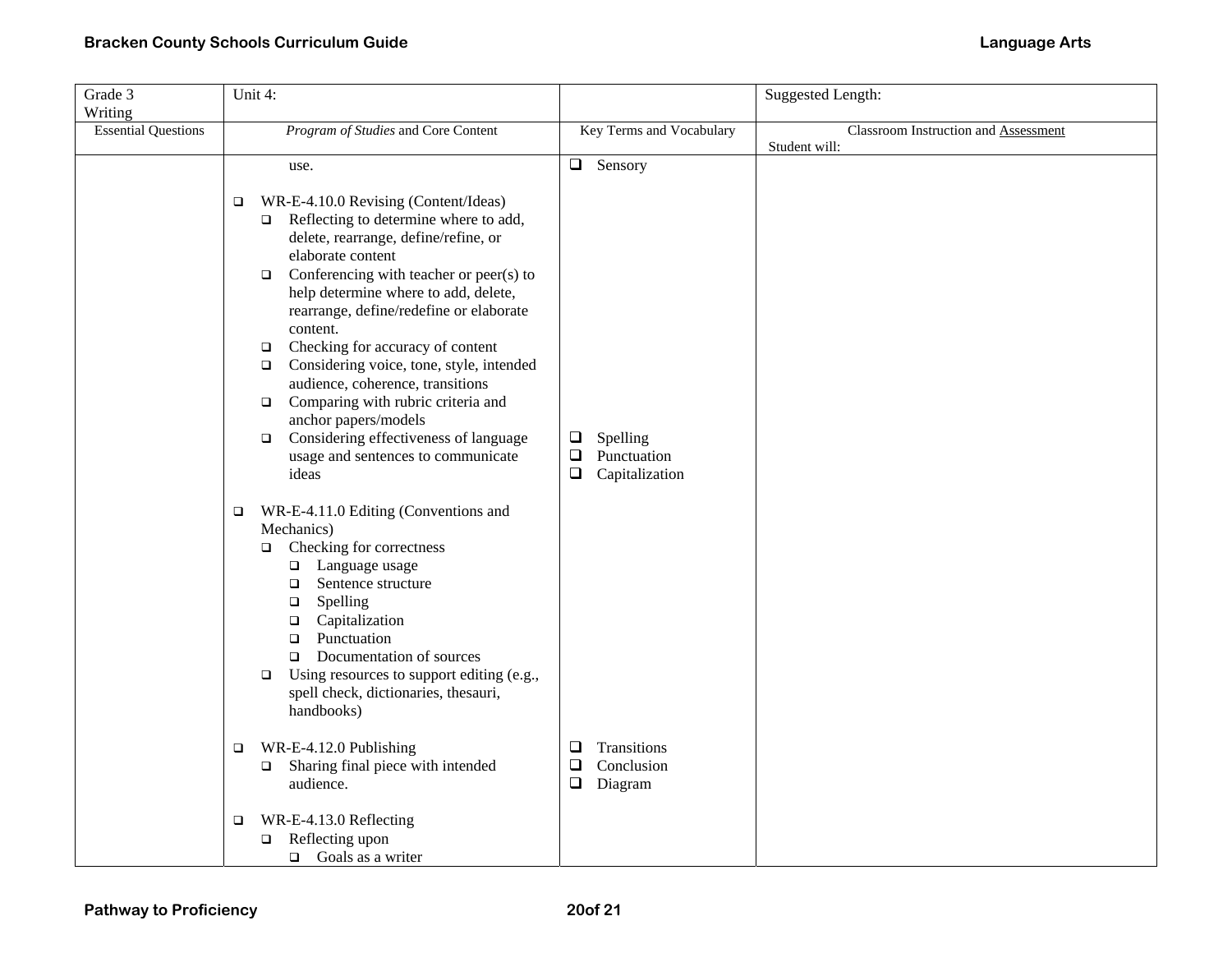| Grade 3<br>Writing | Unit 4: | | Suggested Length: |
|---|---|---|---|
| Essential Questions | *Program of Studies* and Core Content | Key Terms and Vocabulary | Classroom Instruction and Assessment<br>Student will: |
| | use.<br><br>❑ WR-E-4.10.0 Revising (Content/Ideas)<br>❑ Reflecting to determine where to add, delete, rearrange, define/refine, or elaborate content<br>❑ Conferencing with teacher or peer(s) to help determine where to add, delete, rearrange, define/redefine or elaborate content.<br>❑ Checking for accuracy of content<br>❑ Considering voice, tone, style, intended audience, coherence, transitions<br>❑ Comparing with rubric criteria and anchor papers/models<br>❑ Considering effectiveness of language usage and sentences to communicate ideas<br><br>❑ WR-E-4.11.0 Editing (Conventions and Mechanics)<br>❑ Checking for correctness<br>❑ Language usage<br>❑ Sentence structure<br>❑ Spelling<br>❑ Capitalization<br>❑ Punctuation<br>❑ Documentation of sources<br>❑ Using resources to support editing (e.g., spell check, dictionaries, thesauri, handbooks)<br><br>❑ WR-E-4.12.0 Publishing<br>❑ Sharing final piece with intended audience.<br><br>❑ WR-E-4.13.0 Reflecting<br>❑ Reflecting upon<br>❑ Goals as a writer | ❑ Sensory<br><br>❑ Spelling<br>❑ Punctuation<br>❑ Capitalization<br><br>❑ Transitions<br>❑ Conclusion<br>❑ Diagram | |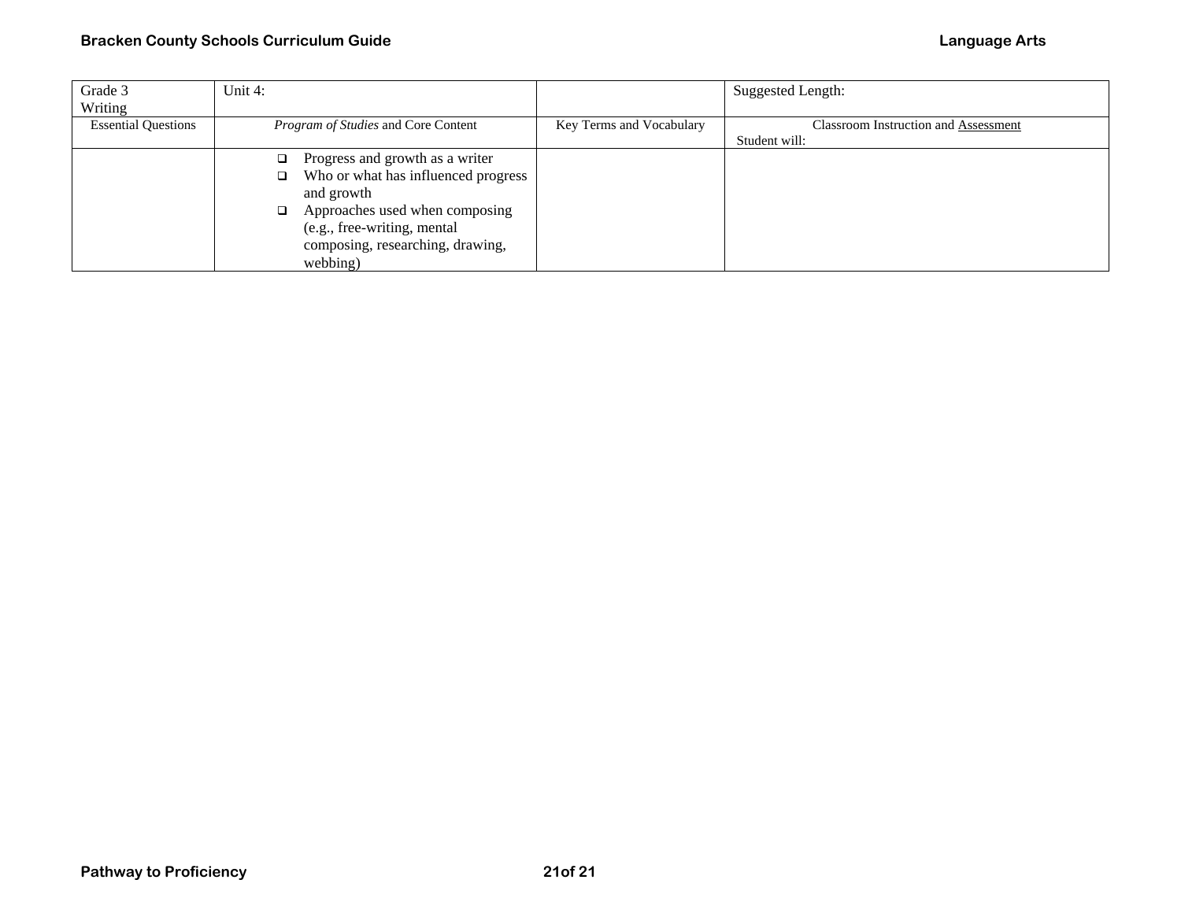| Grade 3 Writing | Unit 4: | | Suggested Length: |
|---|---|---|---|
| Essential Questions | *Program of Studies* and Core Content | Key Terms and Vocabulary | Classroom Instruction and Assessment<br>Student will: |
| | ❑ Progress and growth as a writer<br>❑ Who or what has influenced progress and growth<br>❑ Approaches used when composing (e.g., free-writing, mental composing, researching, drawing, webbing) | | |